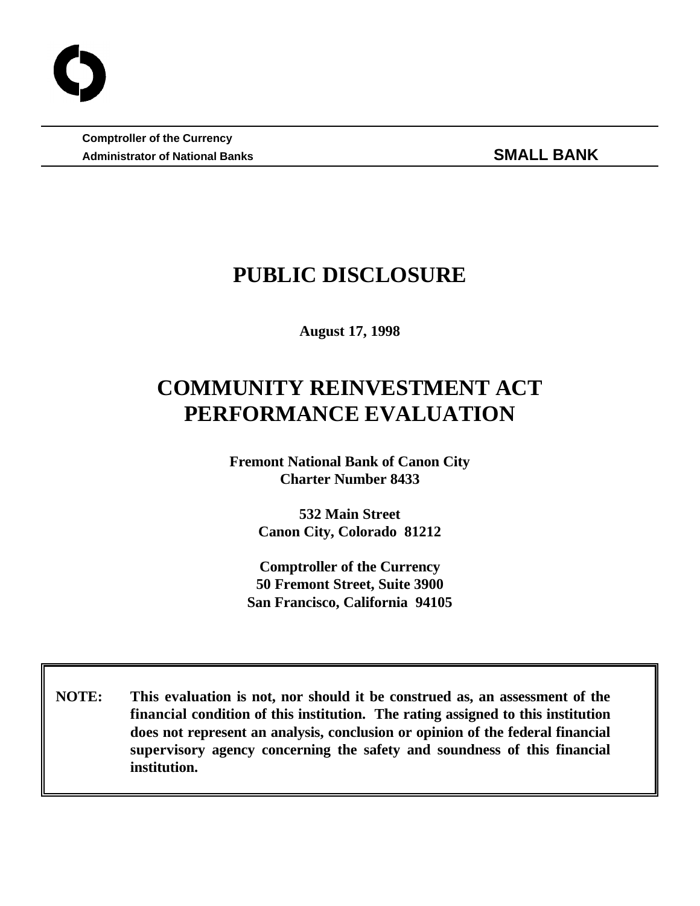**Comptroller of the Currency**
**Administrator of National Banks** **SMALL BANK**

# PUBLIC DISCLOSURE

**August 17, 1998**

# COMMUNITY REINVESTMENT ACT PERFORMANCE EVALUATION

**Fremont National Bank of Canon City**
**Charter Number 8433**

**532 Main Street**
**Canon City, Colorado 81212**

**Comptroller of the Currency**
**50 Fremont Street, Suite 3900**
**San Francisco, California 94105**

**NOTE: This evaluation is not, nor should it be construed as, an assessment of the financial condition of this institution. The rating assigned to this institution does not represent an analysis, conclusion or opinion of the federal financial supervisory agency concerning the safety and soundness of this financial institution.**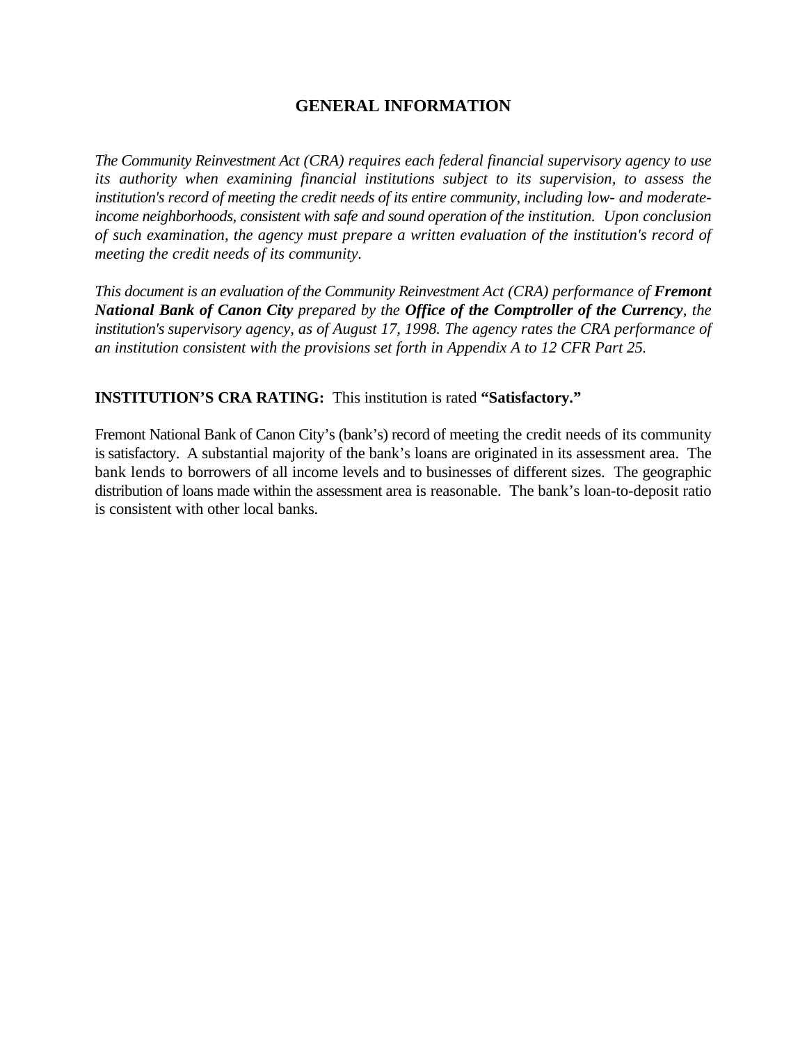## GENERAL INFORMATION

*The Community Reinvestment Act (CRA) requires each federal financial supervisory agency to use its authority when examining financial institutions subject to its supervision, to assess the institution's record of meeting the credit needs of its entire community, including low- and moderate-income neighborhoods, consistent with safe and sound operation of the institution. Upon conclusion of such examination, the agency must prepare a written evaluation of the institution's record of meeting the credit needs of its community.*

*This document is an evaluation of the Community Reinvestment Act (CRA) performance of **Fremont National Bank of Canon City** prepared by the **Office of the Comptroller of the Currency**, the institution's supervisory agency, as of August 17, 1998. The agency rates the CRA performance of an institution consistent with the provisions set forth in Appendix A to 12 CFR Part 25.*

**INSTITUTION'S CRA RATING:** This institution is rated **"Satisfactory."**

Fremont National Bank of Canon City's (bank's) record of meeting the credit needs of its community is satisfactory. A substantial majority of the bank's loans are originated in its assessment area. The bank lends to borrowers of all income levels and to businesses of different sizes. The geographic distribution of loans made within the assessment area is reasonable. The bank's loan-to-deposit ratio is consistent with other local banks.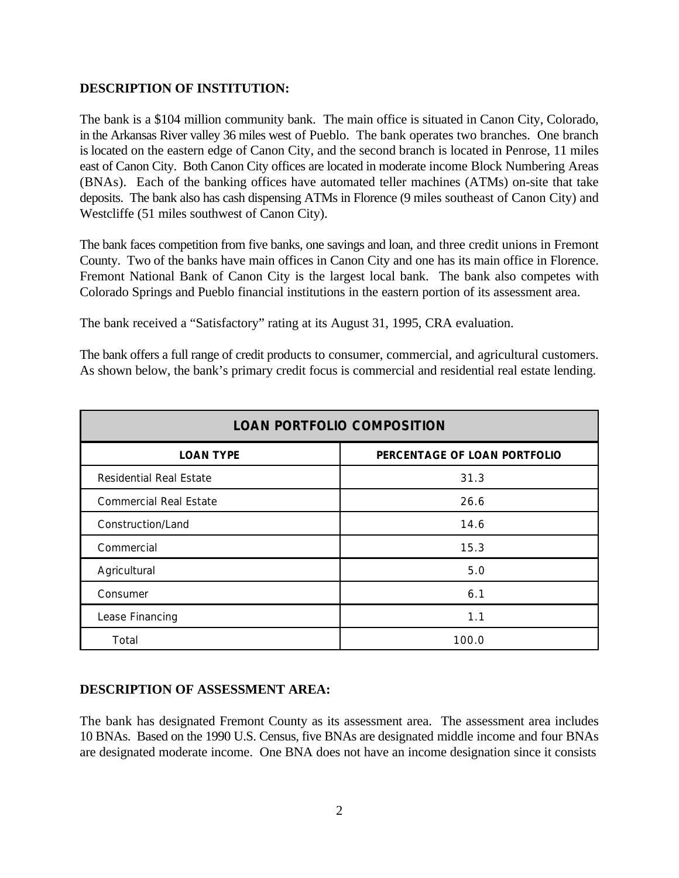**DESCRIPTION OF INSTITUTION:**

The bank is a $104 million community bank. The main office is situated in Canon City, Colorado, in the Arkansas River valley 36 miles west of Pueblo. The bank operates two branches. One branch is located on the eastern edge of Canon City, and the second branch is located in Penrose, 11 miles east of Canon City. Both Canon City offices are located in moderate income Block Numbering Areas (BNAs). Each of the banking offices have automated teller machines (ATMs) on-site that take deposits. The bank also has cash dispensing ATMs in Florence (9 miles southeast of Canon City) and Westcliffe (51 miles southwest of Canon City).

The bank faces competition from five banks, one savings and loan, and three credit unions in Fremont County. Two of the banks have main offices in Canon City and one has its main office in Florence. Fremont National Bank of Canon City is the largest local bank. The bank also competes with Colorado Springs and Pueblo financial institutions in the eastern portion of its assessment area.

The bank received a "Satisfactory" rating at its August 31, 1995, CRA evaluation.

The bank offers a full range of credit products to consumer, commercial, and agricultural customers. As shown below, the bank's primary credit focus is commercial and residential real estate lending.

| LOAN PORTFOLIO COMPOSITION | |
|---|---|
| **LOAN TYPE** | **PERCENTAGE OF LOAN PORTFOLIO** |
| Residential Real Estate | 31.3 |
| Commercial Real Estate | 26.6 |
| Construction/Land | 14.6 |
| Commercial | 15.3 |
| Agricultural | 5.0 |
| Consumer | 6.1 |
| Lease Financing | 1.1 |
| Total | 100.0 |

**DESCRIPTION OF ASSESSMENT AREA:**

The bank has designated Fremont County as its assessment area. The assessment area includes 10 BNAs. Based on the 1990 U.S. Census, five BNAs are designated middle income and four BNAs are designated moderate income. One BNA does not have an income designation since it consists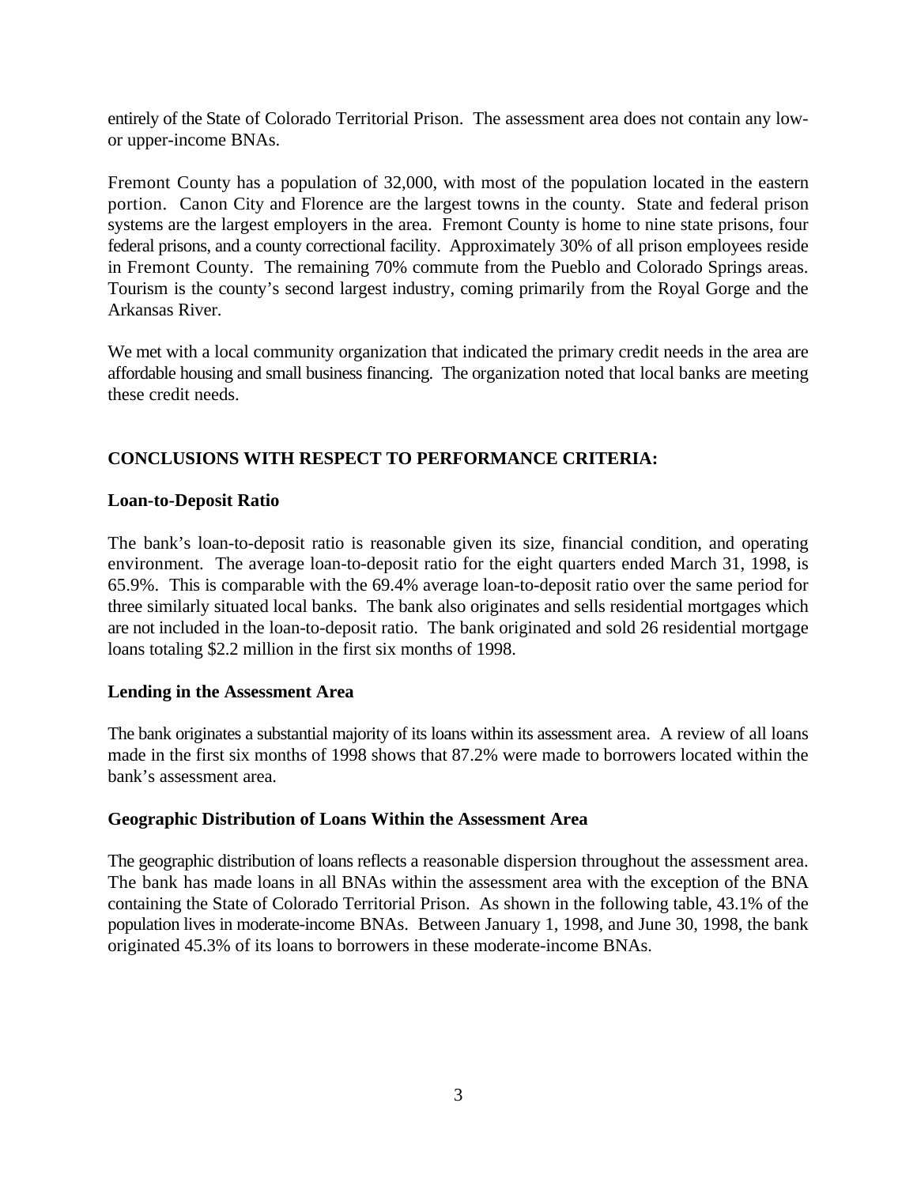entirely of the State of Colorado Territorial Prison. The assessment area does not contain any low- or upper-income BNAs.

Fremont County has a population of 32,000, with most of the population located in the eastern portion. Canon City and Florence are the largest towns in the county. State and federal prison systems are the largest employers in the area. Fremont County is home to nine state prisons, four federal prisons, and a county correctional facility. Approximately 30% of all prison employees reside in Fremont County. The remaining 70% commute from the Pueblo and Colorado Springs areas. Tourism is the county's second largest industry, coming primarily from the Royal Gorge and the Arkansas River.

We met with a local community organization that indicated the primary credit needs in the area are affordable housing and small business financing. The organization noted that local banks are meeting these credit needs.

## CONCLUSIONS WITH RESPECT TO PERFORMANCE CRITERIA:

### Loan-to-Deposit Ratio

The bank's loan-to-deposit ratio is reasonable given its size, financial condition, and operating environment. The average loan-to-deposit ratio for the eight quarters ended March 31, 1998, is 65.9%. This is comparable with the 69.4% average loan-to-deposit ratio over the same period for three similarly situated local banks. The bank also originates and sells residential mortgages which are not included in the loan-to-deposit ratio. The bank originated and sold 26 residential mortgage loans totaling $2.2 million in the first six months of 1998.

### Lending in the Assessment Area

The bank originates a substantial majority of its loans within its assessment area. A review of all loans made in the first six months of 1998 shows that 87.2% were made to borrowers located within the bank's assessment area.

### Geographic Distribution of Loans Within the Assessment Area

The geographic distribution of loans reflects a reasonable dispersion throughout the assessment area. The bank has made loans in all BNAs within the assessment area with the exception of the BNA containing the State of Colorado Territorial Prison. As shown in the following table, 43.1% of the population lives in moderate-income BNAs. Between January 1, 1998, and June 30, 1998, the bank originated 45.3% of its loans to borrowers in these moderate-income BNAs.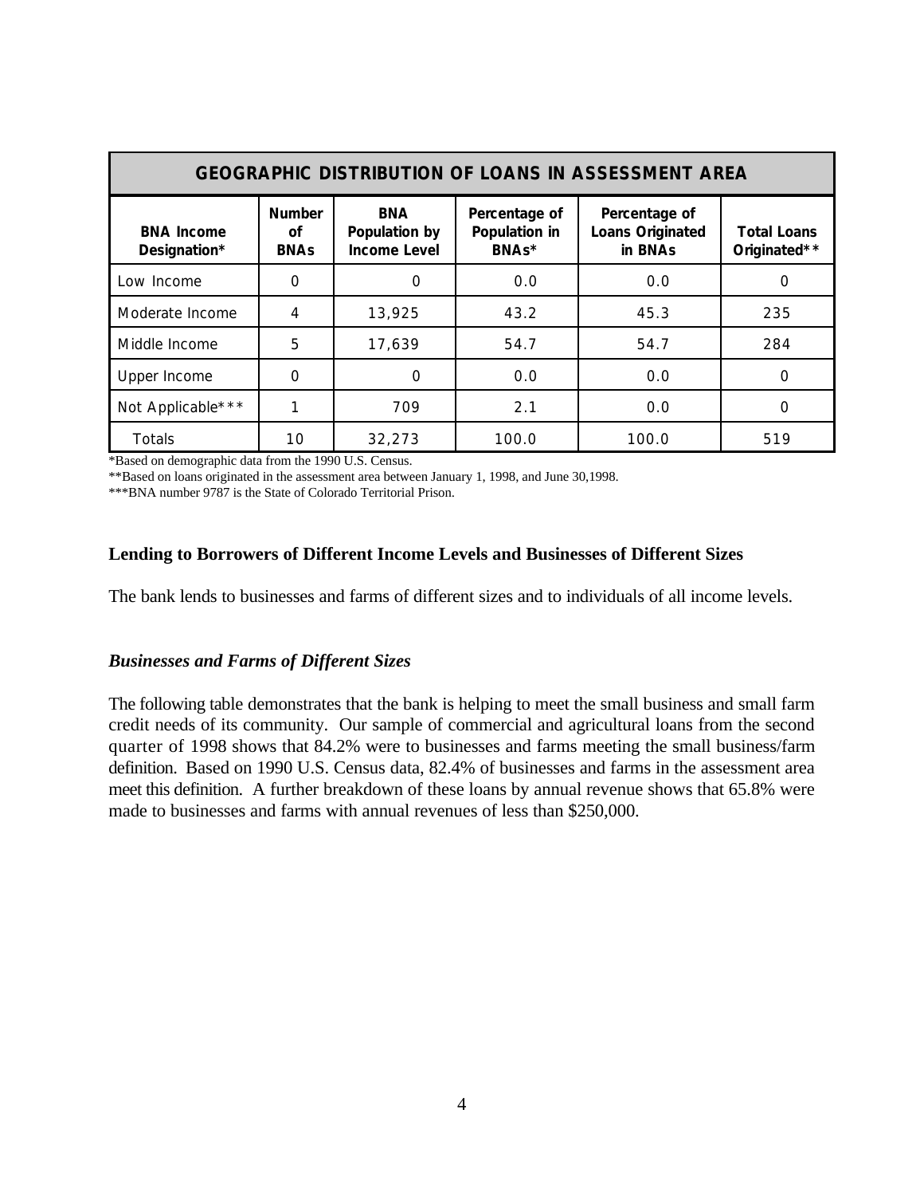| GEOGRAPHIC DISTRIBUTION OF LOANS IN ASSESSMENT AREA | | | | | |
|---|---|---|---|---|---|
| **BNA Income Designation*** | **Number of BNAs** | **BNA Population by Income Level** | **Percentage of Population in BNAs*** | **Percentage of Loans Originated in BNAs** | **Total Loans Originated**** |
| Low Income | 0 | 0 | 0.0 | 0.0 | 0 |
| Moderate Income | 4 | 13,925 | 43.2 | 45.3 | 235 |
| Middle Income | 5 | 17,639 | 54.7 | 54.7 | 284 |
| Upper Income | 0 | 0 | 0.0 | 0.0 | 0 |
| Not Applicable*** | 1 | 709 | 2.1 | 0.0 | 0 |
| Totals | 10 | 32,273 | 100.0 | 100.0 | 519 |

*Based on demographic data from the 1990 U.S. Census.
**Based on loans originated in the assessment area between January 1, 1998, and June 30,1998.
***BNA number 9787 is the State of Colorado Territorial Prison.

**Lending to Borrowers of Different Income Levels and Businesses of Different Sizes**

The bank lends to businesses and farms of different sizes and to individuals of all income levels.

***Businesses and Farms of Different Sizes***

The following table demonstrates that the bank is helping to meet the small business and small farm credit needs of its community. Our sample of commercial and agricultural loans from the second quarter of 1998 shows that 84.2% were to businesses and farms meeting the small business/farm definition. Based on 1990 U.S. Census data, 82.4% of businesses and farms in the assessment area meet this definition. A further breakdown of these loans by annual revenue shows that 65.8% were made to businesses and farms with annual revenues of less than $250,000.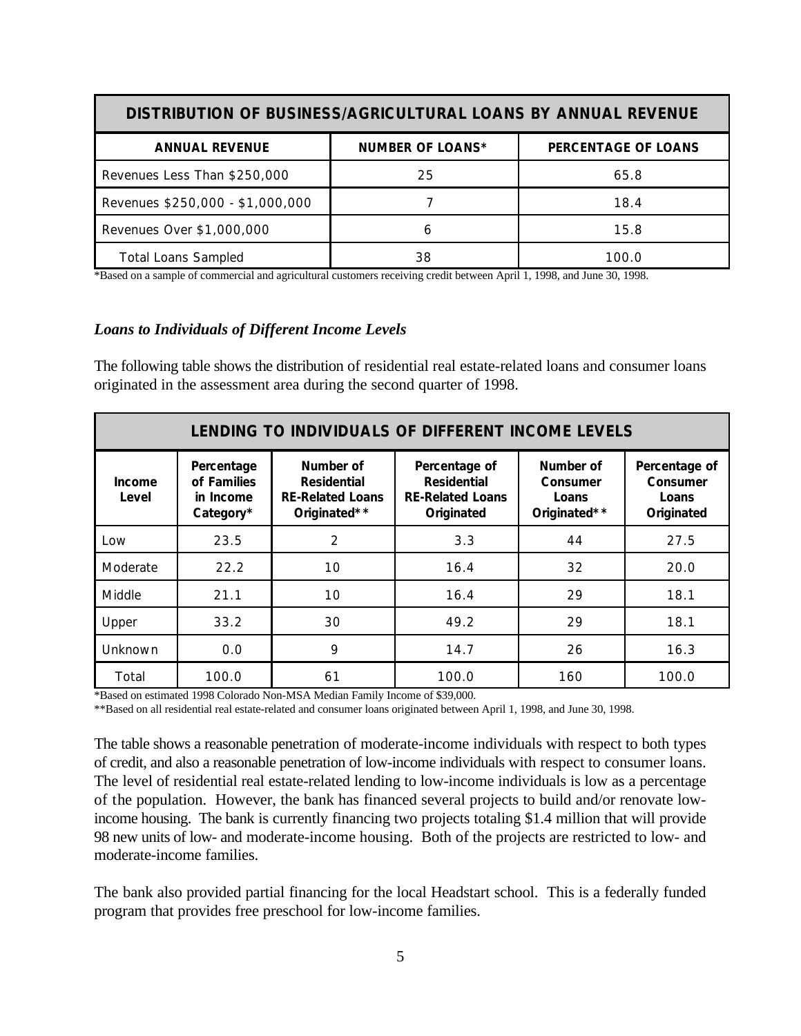| DISTRIBUTION OF BUSINESS/AGRICULTURAL LOANS BY ANNUAL REVENUE | | |
|---|---|---|
| **ANNUAL REVENUE** | **NUMBER OF LOANS*** | **PERCENTAGE OF LOANS** |
| Revenues Less Than $250,000 | 25 | 65.8 |
| Revenues $250,000 - $1,000,000 | 7 | 18.4 |
| Revenues Over $1,000,000 | 6 | 15.8 |
| Total Loans Sampled | 38 | 100.0 |

*Based on a sample of commercial and agricultural customers receiving credit between April 1, 1998, and June 30, 1998.

### *Loans to Individuals of Different Income Levels*

The following table shows the distribution of residential real estate-related loans and consumer loans originated in the assessment area during the second quarter of 1998.

| LENDING TO INDIVIDUALS OF DIFFERENT INCOME LEVELS | | | | | |
|---|---|---|---|---|---|
| **Income Level** | **Percentage of Families in Income Category*** | **Number of Residential RE-Related Loans Originated**** | **Percentage of Residential RE-Related Loans Originated** | **Number of Consumer Loans Originated**** | **Percentage of Consumer Loans Originated** |
| Low | 23.5 | 2 | 3.3 | 44 | 27.5 |
| Moderate | 22.2 | 10 | 16.4 | 32 | 20.0 |
| Middle | 21.1 | 10 | 16.4 | 29 | 18.1 |
| Upper | 33.2 | 30 | 49.2 | 29 | 18.1 |
| Unknown | 0.0 | 9 | 14.7 | 26 | 16.3 |
| Total | 100.0 | 61 | 100.0 | 160 | 100.0 |

*Based on estimated 1998 Colorado Non-MSA Median Family Income of $39,000.

**Based on all residential real estate-related and consumer loans originated between April 1, 1998, and June 30, 1998.

The table shows a reasonable penetration of moderate-income individuals with respect to both types of credit, and also a reasonable penetration of low-income individuals with respect to consumer loans. The level of residential real estate-related lending to low-income individuals is low as a percentage of the population. However, the bank has financed several projects to build and/or renovate low-income housing. The bank is currently financing two projects totaling $1.4 million that will provide 98 new units of low- and moderate-income housing. Both of the projects are restricted to low- and moderate-income families.

The bank also provided partial financing for the local Headstart school. This is a federally funded program that provides free preschool for low-income families.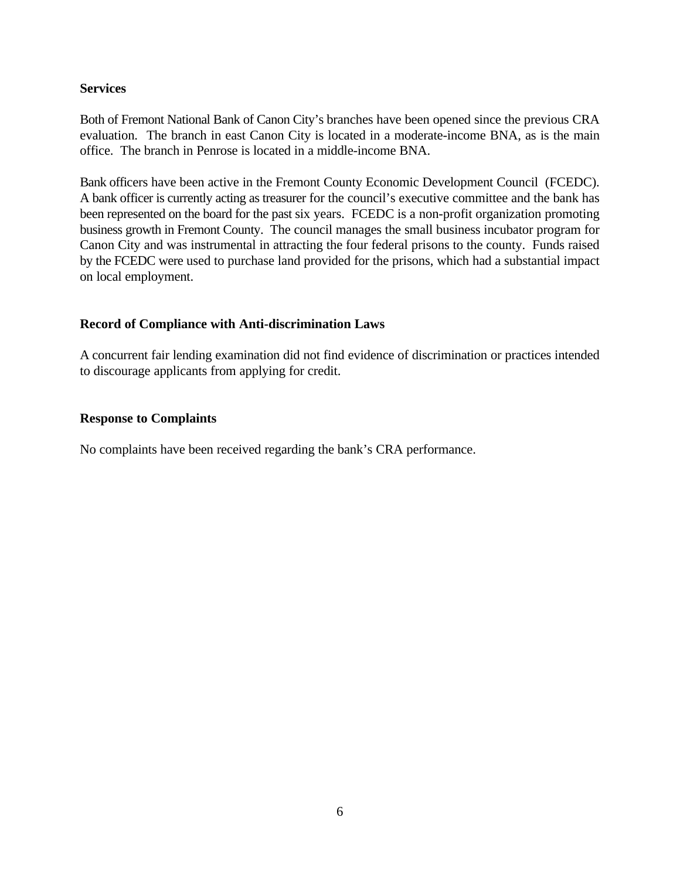**Services**

Both of Fremont National Bank of Canon City's branches have been opened since the previous CRA evaluation. The branch in east Canon City is located in a moderate-income BNA, as is the main office. The branch in Penrose is located in a middle-income BNA.

Bank officers have been active in the Fremont County Economic Development Council (FCEDC). A bank officer is currently acting as treasurer for the council's executive committee and the bank has been represented on the board for the past six years. FCEDC is a non-profit organization promoting business growth in Fremont County. The council manages the small business incubator program for Canon City and was instrumental in attracting the four federal prisons to the county. Funds raised by the FCEDC were used to purchase land provided for the prisons, which had a substantial impact on local employment.

**Record of Compliance with Anti-discrimination Laws**

A concurrent fair lending examination did not find evidence of discrimination or practices intended to discourage applicants from applying for credit.

**Response to Complaints**

No complaints have been received regarding the bank's CRA performance.